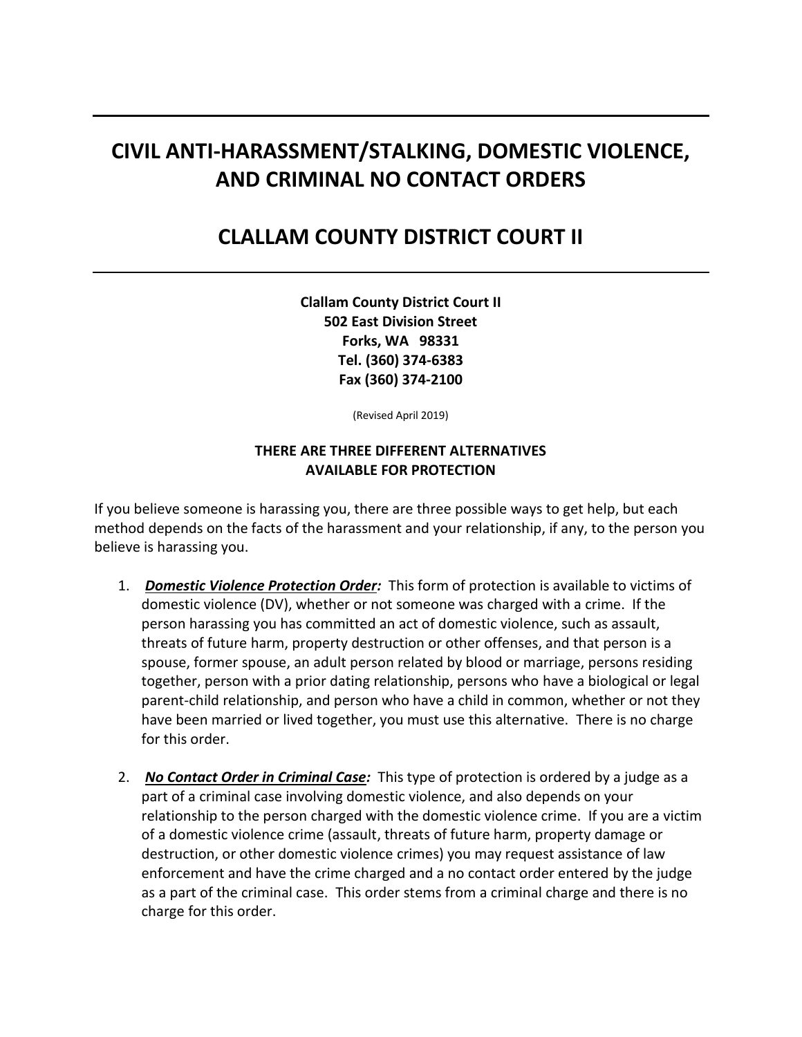# CIVIL ANTI-HARASSMENT/STALKING, DOMESTIC VIOLENCE, AND CRIMINAL NO CONTACT ORDERS

# CLALLAM COUNTY DISTRICT COURT II

**Clallam County District Court II**
**502 East Division Street**
**Forks, WA 98331**
**Tel. (360) 374-6383**
**Fax (360) 374-2100**

(Revised April 2019)

**THERE ARE THREE DIFFERENT ALTERNATIVES AVAILABLE FOR PROTECTION**

If you believe someone is harassing you, there are three possible ways to get help, but each method depends on the facts of the harassment and your relationship, if any, to the person you believe is harassing you.

1. ***Domestic Violence Protection Order:*** This form of protection is available to victims of domestic violence (DV), whether or not someone was charged with a crime. If the person harassing you has committed an act of domestic violence, such as assault, threats of future harm, property destruction or other offenses, and that person is a spouse, former spouse, an adult person related by blood or marriage, persons residing together, person with a prior dating relationship, persons who have a biological or legal parent-child relationship, and person who have a child in common, whether or not they have been married or lived together, you must use this alternative. There is no charge for this order.

2. ***No Contact Order in Criminal Case:*** This type of protection is ordered by a judge as a part of a criminal case involving domestic violence, and also depends on your relationship to the person charged with the domestic violence crime. If you are a victim of a domestic violence crime (assault, threats of future harm, property damage or destruction, or other domestic violence crimes) you may request assistance of law enforcement and have the crime charged and a no contact order entered by the judge as a part of the criminal case. This order stems from a criminal charge and there is no charge for this order.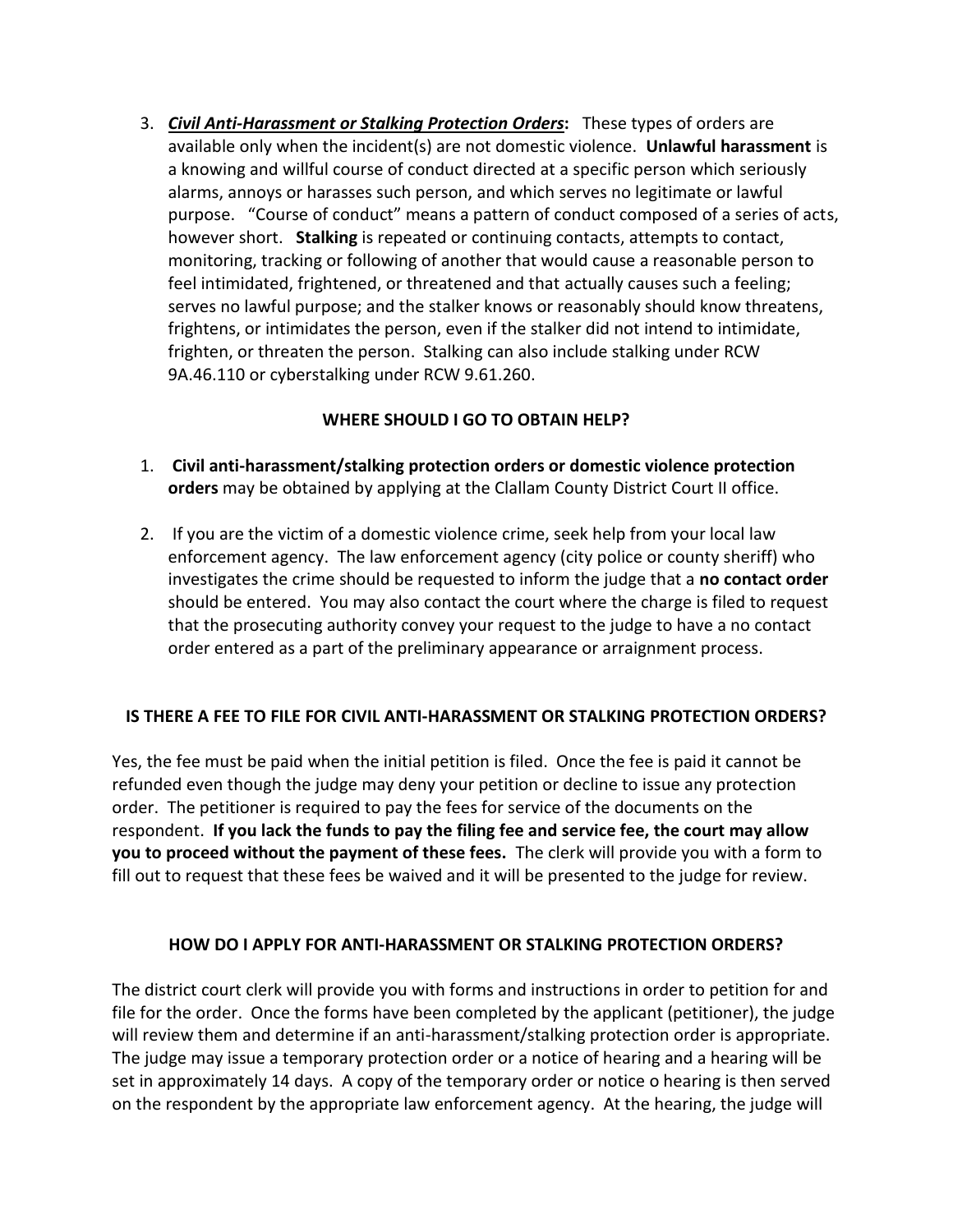3. ***Civil Anti-Harassment or Stalking Protection Orders*:** These types of orders are available only when the incident(s) are not domestic violence. **Unlawful harassment** is a knowing and willful course of conduct directed at a specific person which seriously alarms, annoys or harasses such person, and which serves no legitimate or lawful purpose. "Course of conduct" means a pattern of conduct composed of a series of acts, however short. **Stalking** is repeated or continuing contacts, attempts to contact, monitoring, tracking or following of another that would cause a reasonable person to feel intimidated, frightened, or threatened and that actually causes such a feeling; serves no lawful purpose; and the stalker knows or reasonably should know threatens, frightens, or intimidates the person, even if the stalker did not intend to intimidate, frighten, or threaten the person. Stalking can also include stalking under RCW 9A.46.110 or cyberstalking under RCW 9.61.260.

## WHERE SHOULD I GO TO OBTAIN HELP?

1. **Civil anti-harassment/stalking protection orders or domestic violence protection orders** may be obtained by applying at the Clallam County District Court II office.

2. If you are the victim of a domestic violence crime, seek help from your local law enforcement agency. The law enforcement agency (city police or county sheriff) who investigates the crime should be requested to inform the judge that a **no contact order** should be entered. You may also contact the court where the charge is filed to request that the prosecuting authority convey your request to the judge to have a no contact order entered as a part of the preliminary appearance or arraignment process.

## IS THERE A FEE TO FILE FOR CIVIL ANTI-HARASSMENT OR STALKING PROTECTION ORDERS?

Yes, the fee must be paid when the initial petition is filed. Once the fee is paid it cannot be refunded even though the judge may deny your petition or decline to issue any protection order. The petitioner is required to pay the fees for service of the documents on the respondent. **If you lack the funds to pay the filing fee and service fee, the court may allow you to proceed without the payment of these fees.** The clerk will provide you with a form to fill out to request that these fees be waived and it will be presented to the judge for review.

## HOW DO I APPLY FOR ANTI-HARASSMENT OR STALKING PROTECTION ORDERS?

The district court clerk will provide you with forms and instructions in order to petition for and file for the order. Once the forms have been completed by the applicant (petitioner), the judge will review them and determine if an anti-harassment/stalking protection order is appropriate. The judge may issue a temporary protection order or a notice of hearing and a hearing will be set in approximately 14 days. A copy of the temporary order or notice o hearing is then served on the respondent by the appropriate law enforcement agency. At the hearing, the judge will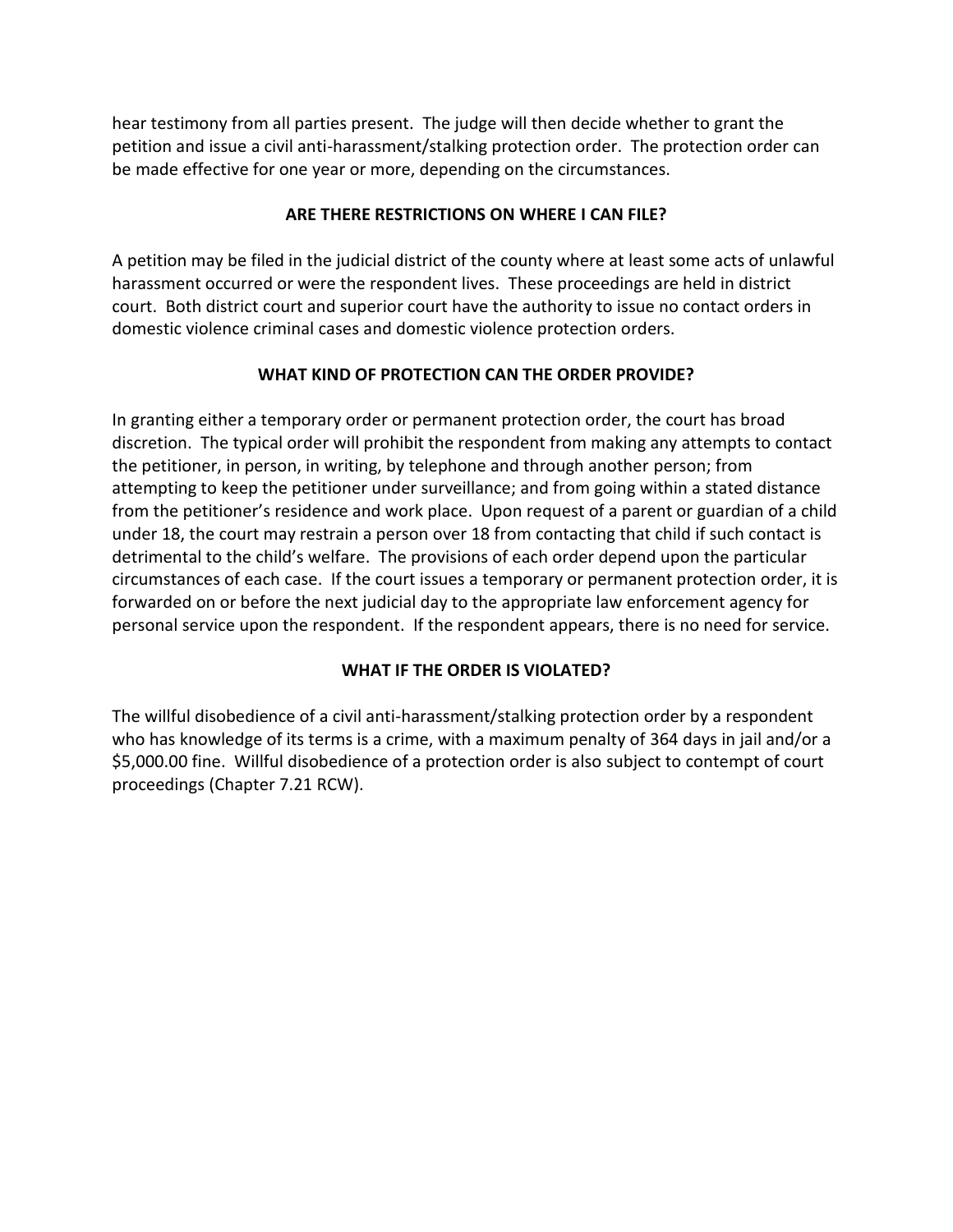hear testimony from all parties present. The judge will then decide whether to grant the petition and issue a civil anti-harassment/stalking protection order. The protection order can be made effective for one year or more, depending on the circumstances.

## ARE THERE RESTRICTIONS ON WHERE I CAN FILE?

A petition may be filed in the judicial district of the county where at least some acts of unlawful harassment occurred or were the respondent lives. These proceedings are held in district court. Both district court and superior court have the authority to issue no contact orders in domestic violence criminal cases and domestic violence protection orders.

## WHAT KIND OF PROTECTION CAN THE ORDER PROVIDE?

In granting either a temporary order or permanent protection order, the court has broad discretion. The typical order will prohibit the respondent from making any attempts to contact the petitioner, in person, in writing, by telephone and through another person; from attempting to keep the petitioner under surveillance; and from going within a stated distance from the petitioner's residence and work place. Upon request of a parent or guardian of a child under 18, the court may restrain a person over 18 from contacting that child if such contact is detrimental to the child's welfare. The provisions of each order depend upon the particular circumstances of each case. If the court issues a temporary or permanent protection order, it is forwarded on or before the next judicial day to the appropriate law enforcement agency for personal service upon the respondent. If the respondent appears, there is no need for service.

## WHAT IF THE ORDER IS VIOLATED?

The willful disobedience of a civil anti-harassment/stalking protection order by a respondent who has knowledge of its terms is a crime, with a maximum penalty of 364 days in jail and/or a $5,000.00 fine. Willful disobedience of a protection order is also subject to contempt of court proceedings (Chapter 7.21 RCW).